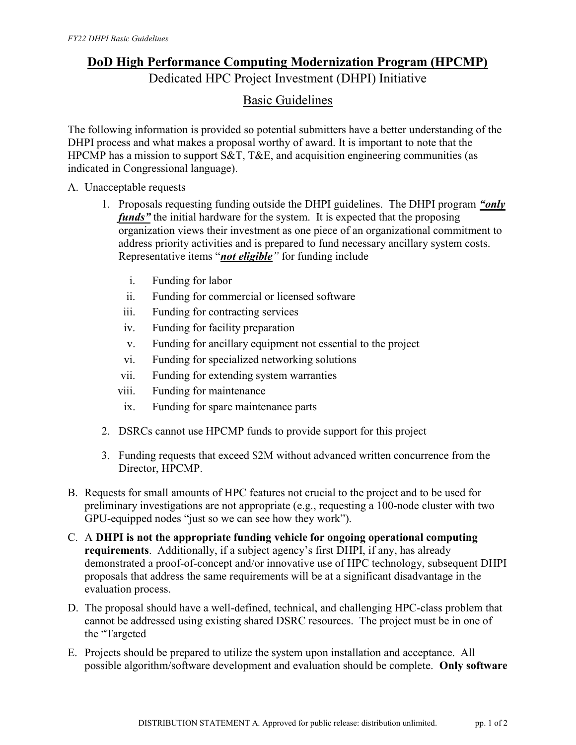# DoD High Performance Computing Modernization Program (HPCMP)

## Dedicated HPC Project Investment (DHPI) Initiative

## Basic Guidelines

The following information is provided so potential submitters have a better understanding of the DHPI process and what makes a proposal worthy of award. It is important to note that the HPCMP has a mission to support S&T, T&E, and acquisition engineering communities (as indicated in Congressional language).

A. Unacceptable requests

1. Proposals requesting funding outside the DHPI guidelines. The DHPI program ***"only funds"*** the initial hardware for the system. It is expected that the proposing organization views their investment as one piece of an organizational commitment to address priority activities and is prepared to fund necessary ancillary system costs. Representative items "***not eligible***" for funding include

    i. Funding for labor
    ii. Funding for commercial or licensed software
    iii. Funding for contracting services
    iv. Funding for facility preparation
    v. Funding for ancillary equipment not essential to the project
    vi. Funding for specialized networking solutions
    vii. Funding for extending system warranties
    viii. Funding for maintenance
    ix. Funding for spare maintenance parts

2. DSRCs cannot use HPCMP funds to provide support for this project

3. Funding requests that exceed $2M without advanced written concurrence from the Director, HPCMP.

B. Requests for small amounts of HPC features not crucial to the project and to be used for preliminary investigations are not appropriate (e.g., requesting a 100-node cluster with two GPU-equipped nodes "just so we can see how they work").

C. A **DHPI is not the appropriate funding vehicle for ongoing operational computing requirements**. Additionally, if a subject agency's first DHPI, if any, has already demonstrated a proof-of-concept and/or innovative use of HPC technology, subsequent DHPI proposals that address the same requirements will be at a significant disadvantage in the evaluation process.

D. The proposal should have a well-defined, technical, and challenging HPC-class problem that cannot be addressed using existing shared DSRC resources. The project must be in one of the "Targeted

E. Projects should be prepared to utilize the system upon installation and acceptance. All possible algorithm/software development and evaluation should be complete. **Only software**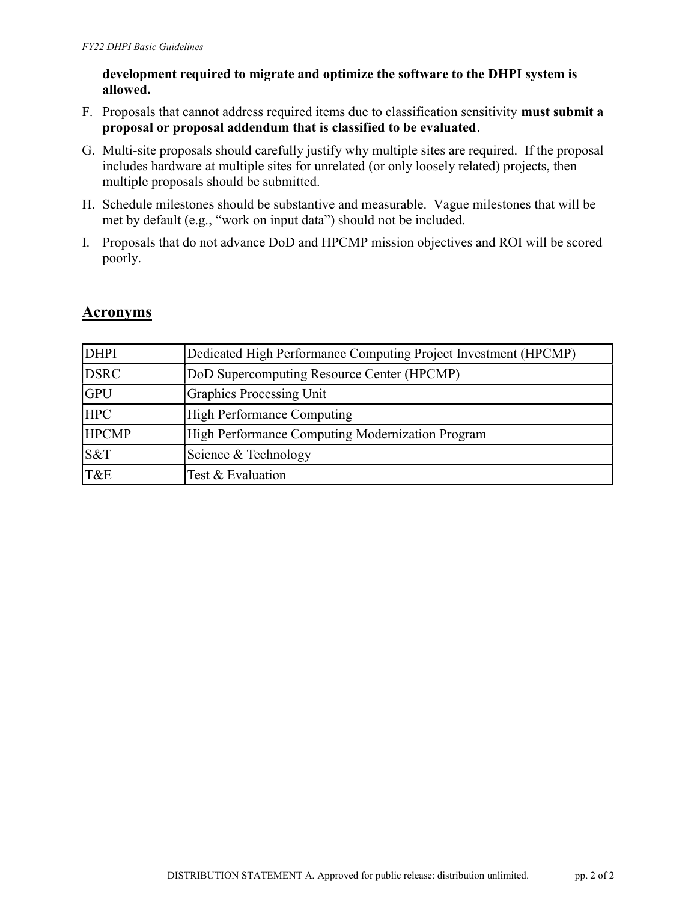**development required to migrate and optimize the software to the DHPI system is allowed.**

F. Proposals that cannot address required items due to classification sensitivity **must submit a proposal or proposal addendum that is classified to be evaluated**.

G. Multi-site proposals should carefully justify why multiple sites are required. If the proposal includes hardware at multiple sites for unrelated (or only loosely related) projects, then multiple proposals should be submitted.

H. Schedule milestones should be substantive and measurable. Vague milestones that will be met by default (e.g., "work on input data") should not be included.

I. Proposals that do not advance DoD and HPCMP mission objectives and ROI will be scored poorly.

## Acronyms

| | |
|---|---|
| DHPI | Dedicated High Performance Computing Project Investment (HPCMP) |
| DSRC | DoD Supercomputing Resource Center (HPCMP) |
| GPU | Graphics Processing Unit |
| HPC | High Performance Computing |
| HPCMP | High Performance Computing Modernization Program |
| S&T | Science & Technology |
| T&E | Test & Evaluation |

DISTRIBUTION STATEMENT A. Approved for public release: distribution unlimited.